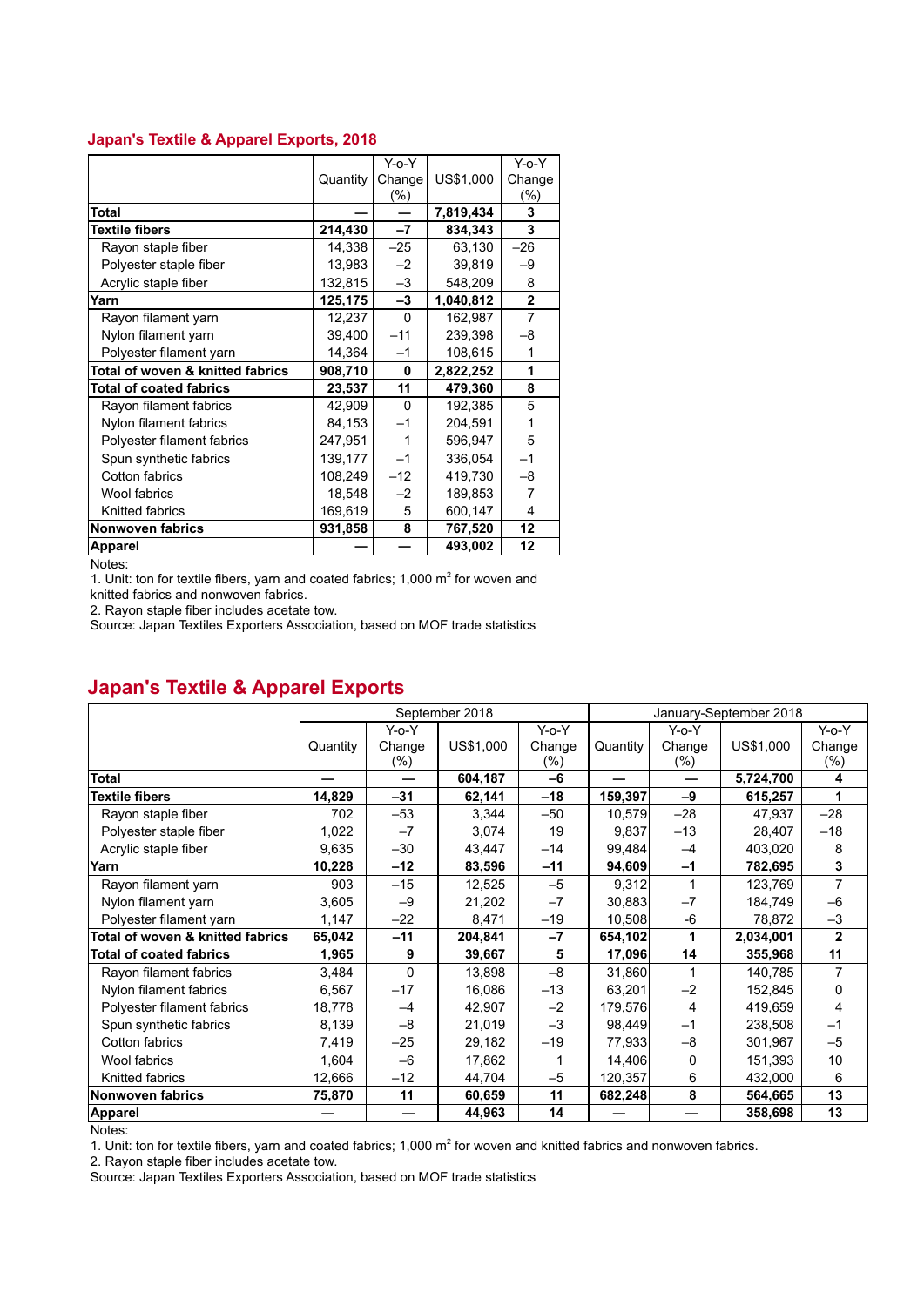## Japan's Textile & Apparel Exports, 2018

| | Quantity | Y-o-Y Change (%) | US$1,000 | Y-o-Y Change (%) |
|---|---|---|---|---|
| **Total** | **—** | **—** | **7,819,434** | **3** |
| **Textile fibers** | **214,430** | **−7** | **834,343** | **3** |
| Rayon staple fiber | 14,338 | −25 | 63,130 | −26 |
| Polyester staple fiber | 13,983 | −2 | 39,819 | −9 |
| Acrylic staple fiber | 132,815 | −3 | 548,209 | 8 |
| **Yarn** | **125,175** | **−3** | **1,040,812** | **2** |
| Rayon filament yarn | 12,237 | 0 | 162,987 | 7 |
| Nylon filament yarn | 39,400 | −11 | 239,398 | −8 |
| Polyester filament yarn | 14,364 | −1 | 108,615 | 1 |
| **Total of woven & knitted fabrics** | **908,710** | **0** | **2,822,252** | **1** |
| **Total of coated fabrics** | **23,537** | **11** | **479,360** | **8** |
| Rayon filament fabrics | 42,909 | 0 | 192,385 | 5 |
| Nylon filament fabrics | 84,153 | −1 | 204,591 | 1 |
| Polyester filament fabrics | 247,951 | 1 | 596,947 | 5 |
| Spun synthetic fabrics | 139,177 | −1 | 336,054 | −1 |
| Cotton fabrics | 108,249 | −12 | 419,730 | −8 |
| Wool fabrics | 18,548 | −2 | 189,853 | 7 |
| Knitted fabrics | 169,619 | 5 | 600,147 | 4 |
| **Nonwoven fabrics** | **931,858** | **8** | **767,520** | **12** |
| **Apparel** | **—** | **—** | **493,002** | **12** |

Notes:
1. Unit: ton for textile fibers, yarn and coated fabrics; 1,000 $m^2$ for woven and knitted fabrics and nonwoven fabrics.
2. Rayon staple fiber includes acetate tow.
Source: Japan Textiles Exporters Association, based on MOF trade statistics

## Japan's Textile & Apparel Exports

| | September 2018 | | | | January-September 2018 | | | |
|---|---|---|---|---|---|---|---|---|
| | Quantity | Y-o-Y Change (%) | US$1,000 | Y-o-Y Change (%) | Quantity | Y-o-Y Change (%) | US$1,000 | Y-o-Y Change (%) |
| **Total** | **—** | **—** | **604,187** | **−6** | **—** | **—** | **5,724,700** | **4** |
| **Textile fibers** | **14,829** | **−31** | **62,141** | **−18** | **159,397** | **−9** | **615,257** | **1** |
| Rayon staple fiber | 702 | −53 | 3,344 | −50 | 10,579 | −28 | 47,937 | −28 |
| Polyester staple fiber | 1,022 | −7 | 3,074 | 19 | 9,837 | −13 | 28,407 | −18 |
| Acrylic staple fiber | 9,635 | −30 | 43,447 | −14 | 99,484 | −4 | 403,020 | 8 |
| **Yarn** | **10,228** | **−12** | **83,596** | **−11** | **94,609** | **−1** | **782,695** | **3** |
| Rayon filament yarn | 903 | −15 | 12,525 | −5 | 9,312 | 1 | 123,769 | 7 |
| Nylon filament yarn | 3,605 | −9 | 21,202 | −7 | 30,883 | −7 | 184,749 | −6 |
| Polyester filament yarn | 1,147 | −22 | 8,471 | −19 | 10,508 | -6 | 78,872 | −3 |
| **Total of woven & knitted fabrics** | **65,042** | **−11** | **204,841** | **−7** | **654,102** | **1** | **2,034,001** | **2** |
| **Total of coated fabrics** | **1,965** | **9** | **39,667** | **5** | **17,096** | **14** | **355,968** | **11** |
| Rayon filament fabrics | 3,484 | 0 | 13,898 | −8 | 31,860 | 1 | 140,785 | 7 |
| Nylon filament fabrics | 6,567 | −17 | 16,086 | −13 | 63,201 | −2 | 152,845 | 0 |
| Polyester filament fabrics | 18,778 | −4 | 42,907 | −2 | 179,576 | 4 | 419,659 | 4 |
| Spun synthetic fabrics | 8,139 | −8 | 21,019 | −3 | 98,449 | −1 | 238,508 | −1 |
| Cotton fabrics | 7,419 | −25 | 29,182 | −19 | 77,933 | −8 | 301,967 | −5 |
| Wool fabrics | 1,604 | −6 | 17,862 | 1 | 14,406 | 0 | 151,393 | 10 |
| Knitted fabrics | 12,666 | −12 | 44,704 | −5 | 120,357 | 6 | 432,000 | 6 |
| **Nonwoven fabrics** | **75,870** | **11** | **60,659** | **11** | **682,248** | **8** | **564,665** | **13** |
| **Apparel** | **—** | **—** | **44,963** | **14** | **—** | **—** | **358,698** | **13** |

Notes:
1. Unit: ton for textile fibers, yarn and coated fabrics; 1,000 $m^2$ for woven and knitted fabrics and nonwoven fabrics.
2. Rayon staple fiber includes acetate tow.
Source: Japan Textiles Exporters Association, based on MOF trade statistics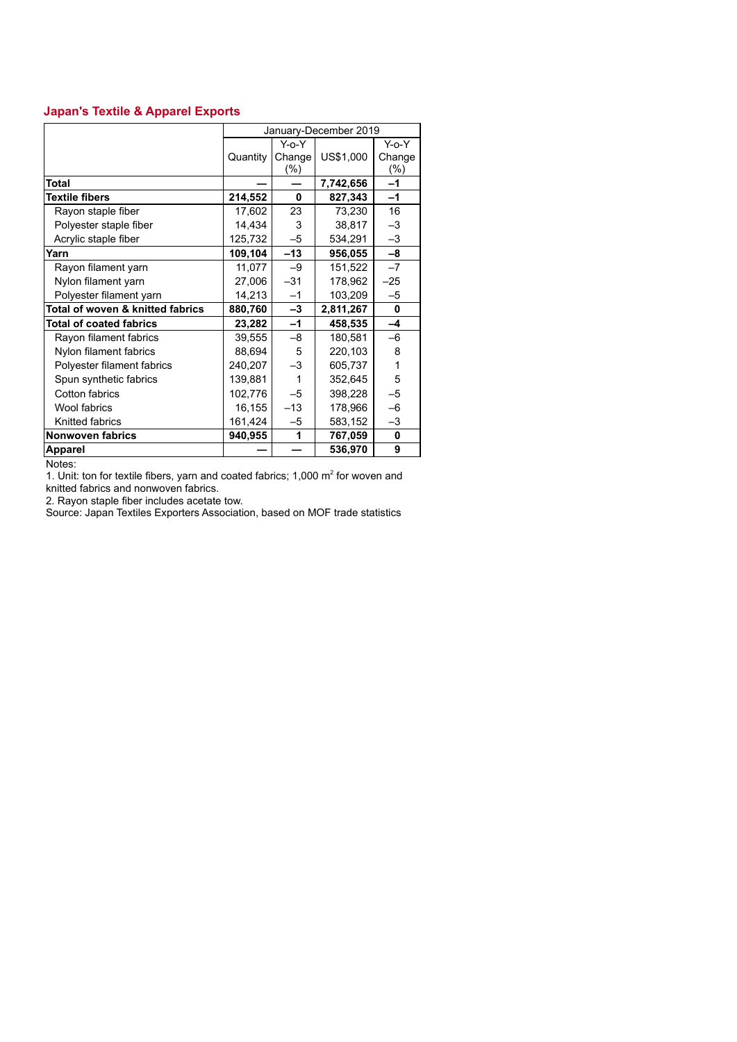## Japan's Textile & Apparel Exports

| | January-December 2019 | | | |
|---|---|---|---|---|
| | Quantity | Y-o-Y Change (%) | US$1,000 | Y-o-Y Change (%) |
| **Total** | **—** | **—** | **7,742,656** | **–1** |
| **Textile fibers** | **214,552** | **0** | **827,343** | **–1** |
| Rayon staple fiber | 17,602 | 23 | 73,230 | 16 |
| Polyester staple fiber | 14,434 | 3 | 38,817 | –3 |
| Acrylic staple fiber | 125,732 | –5 | 534,291 | –3 |
| **Yarn** | **109,104** | **–13** | **956,055** | **–8** |
| Rayon filament yarn | 11,077 | –9 | 151,522 | –7 |
| Nylon filament yarn | 27,006 | –31 | 178,962 | –25 |
| Polyester filament yarn | 14,213 | –1 | 103,209 | –5 |
| **Total of woven & knitted fabrics** | **880,760** | **–3** | **2,811,267** | **0** |
| **Total of coated fabrics** | **23,282** | **–1** | **458,535** | **–4** |
| Rayon filament fabrics | 39,555 | –8 | 180,581 | –6 |
| Nylon filament fabrics | 88,694 | 5 | 220,103 | 8 |
| Polyester filament fabrics | 240,207 | –3 | 605,737 | 1 |
| Spun synthetic fabrics | 139,881 | 1 | 352,645 | 5 |
| Cotton fabrics | 102,776 | –5 | 398,228 | –5 |
| Wool fabrics | 16,155 | –13 | 178,966 | –6 |
| Knitted fabrics | 161,424 | –5 | 583,152 | –3 |
| **Nonwoven fabrics** | **940,955** | **1** | **767,059** | **0** |
| **Apparel** | **—** | **—** | **536,970** | **9** |

Notes:

1. Unit: ton for textile fibers, yarn and coated fabrics; 1,000 $m^2$ for woven and knitted fabrics and nonwoven fabrics.

2. Rayon staple fiber includes acetate tow.

Source: Japan Textiles Exporters Association, based on MOF trade statistics